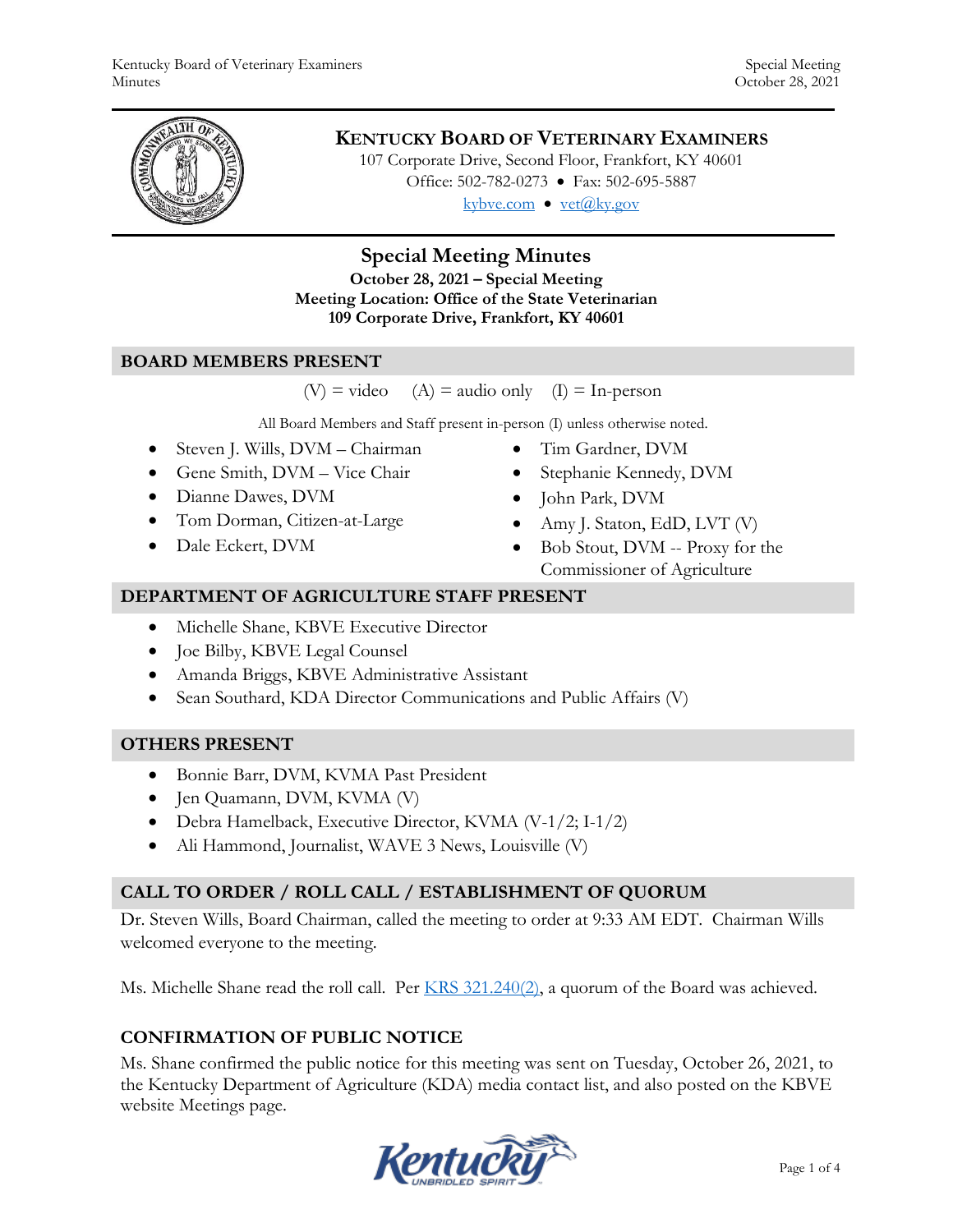# KENTUCKY BOARD OF VETERINARY EXAMINERS

107 Corporate Drive, Second Floor, Frankfort, KY 40601
Office: 502-782-0273 • Fax: 502-695-5887
kybve.com • vet@ky.gov

## Special Meeting Minutes

**October 28, 2021 – Special Meeting**
**Meeting Location: Office of the State Veterinarian**
**109 Corporate Drive, Frankfort, KY 40601**

## BOARD MEMBERS PRESENT

(V) = video (A) = audio only (I) = In-person

All Board Members and Staff present in-person (I) unless otherwise noted.

- Steven J. Wills, DVM – Chairman
- Gene Smith, DVM – Vice Chair
- Dianne Dawes, DVM
- Tom Dorman, Citizen-at-Large
- Dale Eckert, DVM
- Tim Gardner, DVM
- Stephanie Kennedy, DVM
- John Park, DVM
- Amy J. Staton, EdD, LVT (V)
- Bob Stout, DVM -- Proxy for the Commissioner of Agriculture

## DEPARTMENT OF AGRICULTURE STAFF PRESENT

- Michelle Shane, KBVE Executive Director
- Joe Bilby, KBVE Legal Counsel
- Amanda Briggs, KBVE Administrative Assistant
- Sean Southard, KDA Director Communications and Public Affairs (V)

## OTHERS PRESENT

- Bonnie Barr, DVM, KVMA Past President
- Jen Quamann, DVM, KVMA (V)
- Debra Hamelback, Executive Director, KVMA (V-1/2; I-1/2)
- Ali Hammond, Journalist, WAVE 3 News, Louisville (V)

## CALL TO ORDER / ROLL CALL / ESTABLISHMENT OF QUORUM

Dr. Steven Wills, Board Chairman, called the meeting to order at 9:33 AM EDT. Chairman Wills welcomed everyone to the meeting.

Ms. Michelle Shane read the roll call. Per KRS 321.240(2), a quorum of the Board was achieved.

## CONFIRMATION OF PUBLIC NOTICE

Ms. Shane confirmed the public notice for this meeting was sent on Tuesday, October 26, 2021, to the Kentucky Department of Agriculture (KDA) media contact list, and also posted on the KBVE website Meetings page.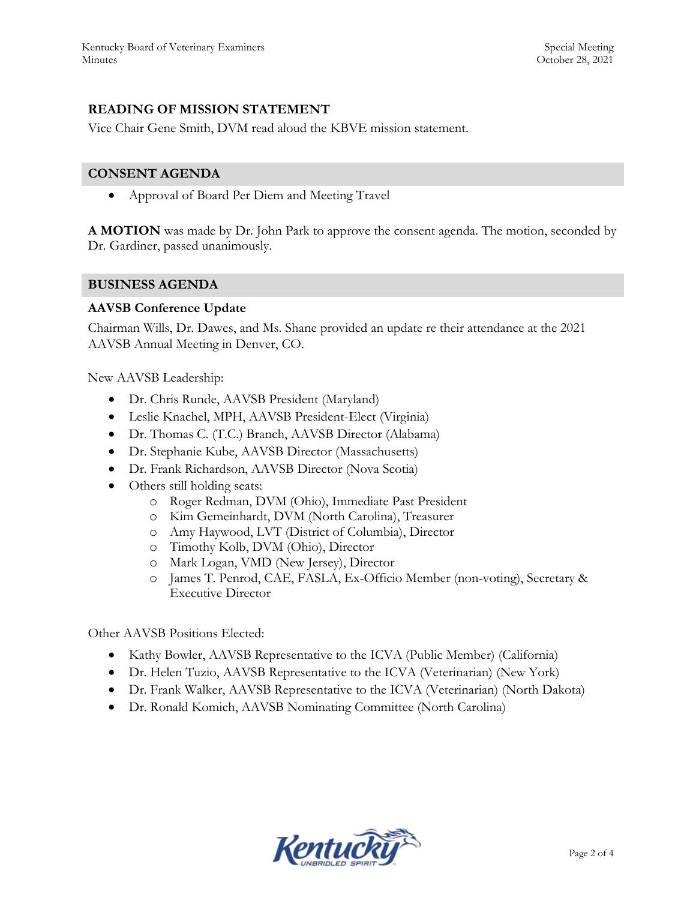## READING OF MISSION STATEMENT

Vice Chair Gene Smith, DVM read aloud the KBVE mission statement.

## CONSENT AGENDA

- Approval of Board Per Diem and Meeting Travel

**A MOTION** was made by Dr. John Park to approve the consent agenda. The motion, seconded by Dr. Gardiner, passed unanimously.

## BUSINESS AGENDA

### AAVSB Conference Update

Chairman Wills, Dr. Dawes, and Ms. Shane provided an update re their attendance at the 2021 AAVSB Annual Meeting in Denver, CO.

New AAVSB Leadership:

- Dr. Chris Runde, AAVSB President (Maryland)
- Leslie Knachel, MPH, AAVSB President-Elect (Virginia)
- Dr. Thomas C. (T.C.) Branch, AAVSB Director (Alabama)
- Dr. Stephanie Kube, AAVSB Director (Massachusetts)
- Dr. Frank Richardson, AAVSB Director (Nova Scotia)
- Others still holding seats:
  - Roger Redman, DVM (Ohio), Immediate Past President
  - Kim Gemeinhardt, DVM (North Carolina), Treasurer
  - Amy Haywood, LVT (District of Columbia), Director
  - Timothy Kolb, DVM (Ohio), Director
  - Mark Logan, VMD (New Jersey), Director
  - James T. Penrod, CAE, FASLA, Ex-Officio Member (non-voting), Secretary & Executive Director

Other AAVSB Positions Elected:

- Kathy Bowler, AAVSB Representative to the ICVA (Public Member) (California)
- Dr. Helen Tuzio, AAVSB Representative to the ICVA (Veterinarian) (New York)
- Dr. Frank Walker, AAVSB Representative to the ICVA (Veterinarian) (North Dakota)
- Dr. Ronald Komich, AAVSB Nominating Committee (North Carolina)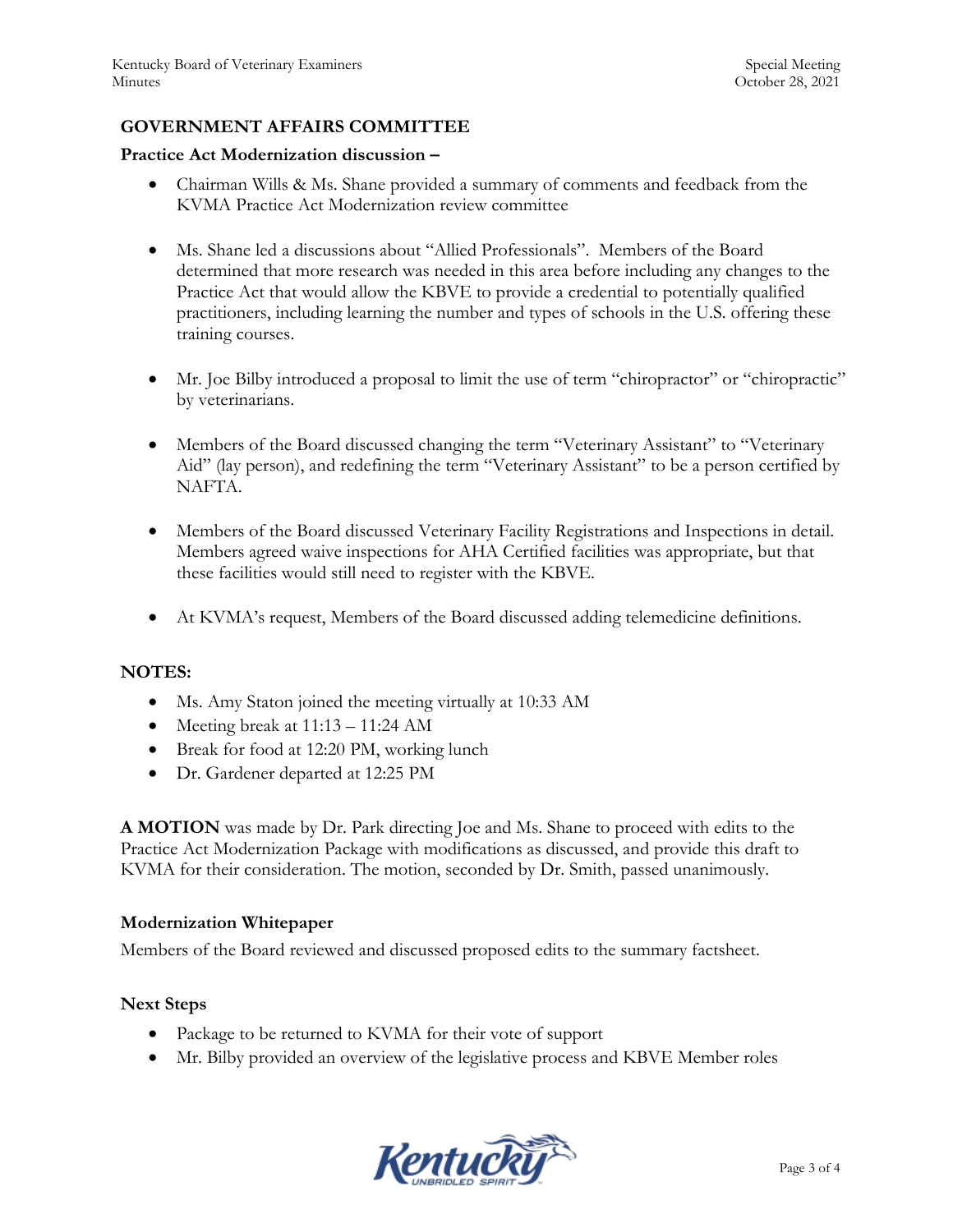## GOVERNMENT AFFAIRS COMMITTEE

### Practice Act Modernization discussion –

- Chairman Wills & Ms. Shane provided a summary of comments and feedback from the KVMA Practice Act Modernization review committee

- Ms. Shane led a discussions about "Allied Professionals". Members of the Board determined that more research was needed in this area before including any changes to the Practice Act that would allow the KBVE to provide a credential to potentially qualified practitioners, including learning the number and types of schools in the U.S. offering these training courses.

- Mr. Joe Bilby introduced a proposal to limit the use of term "chiropractor" or "chiropractic" by veterinarians.

- Members of the Board discussed changing the term "Veterinary Assistant" to "Veterinary Aid" (lay person), and redefining the term "Veterinary Assistant" to be a person certified by NAFTA.

- Members of the Board discussed Veterinary Facility Registrations and Inspections in detail. Members agreed waive inspections for AHA Certified facilities was appropriate, but that these facilities would still need to register with the KBVE.

- At KVMA's request, Members of the Board discussed adding telemedicine definitions.

### NOTES:

- Ms. Amy Staton joined the meeting virtually at 10:33 AM
- Meeting break at 11:13 – 11:24 AM
- Break for food at 12:20 PM, working lunch
- Dr. Gardener departed at 12:25 PM

**A MOTION** was made by Dr. Park directing Joe and Ms. Shane to proceed with edits to the Practice Act Modernization Package with modifications as discussed, and provide this draft to KVMA for their consideration. The motion, seconded by Dr. Smith, passed unanimously.

### Modernization Whitepaper

Members of the Board reviewed and discussed proposed edits to the summary factsheet.

### Next Steps

- Package to be returned to KVMA for their vote of support
- Mr. Bilby provided an overview of the legislative process and KBVE Member roles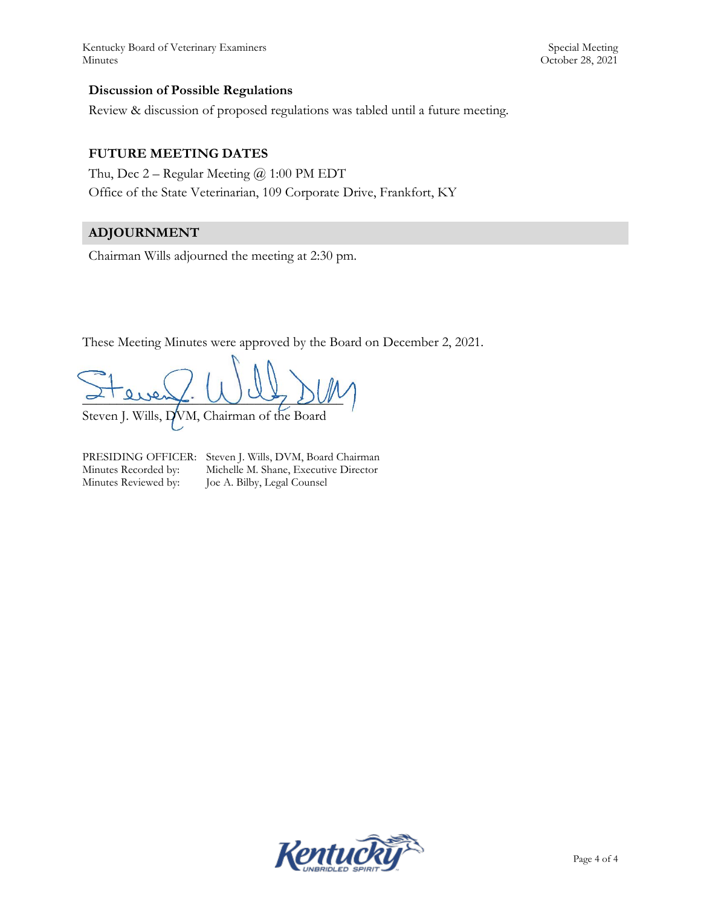### Discussion of Possible Regulations

Review & discussion of proposed regulations was tabled until a future meeting.

### FUTURE MEETING DATES

Thu, Dec 2 – Regular Meeting @ 1:00 PM EDT
Office of the State Veterinarian, 109 Corporate Drive, Frankfort, KY

### ADJOURNMENT

Chairman Wills adjourned the meeting at 2:30 pm.

These Meeting Minutes were approved by the Board on December 2, 2021.

Steven J. Wills, DVM, Chairman of the Board

PRESIDING OFFICER: Steven J. Wills, DVM, Board Chairman
Minutes Recorded by: Michelle M. Shane, Executive Director
Minutes Reviewed by: Joe A. Bilby, Legal Counsel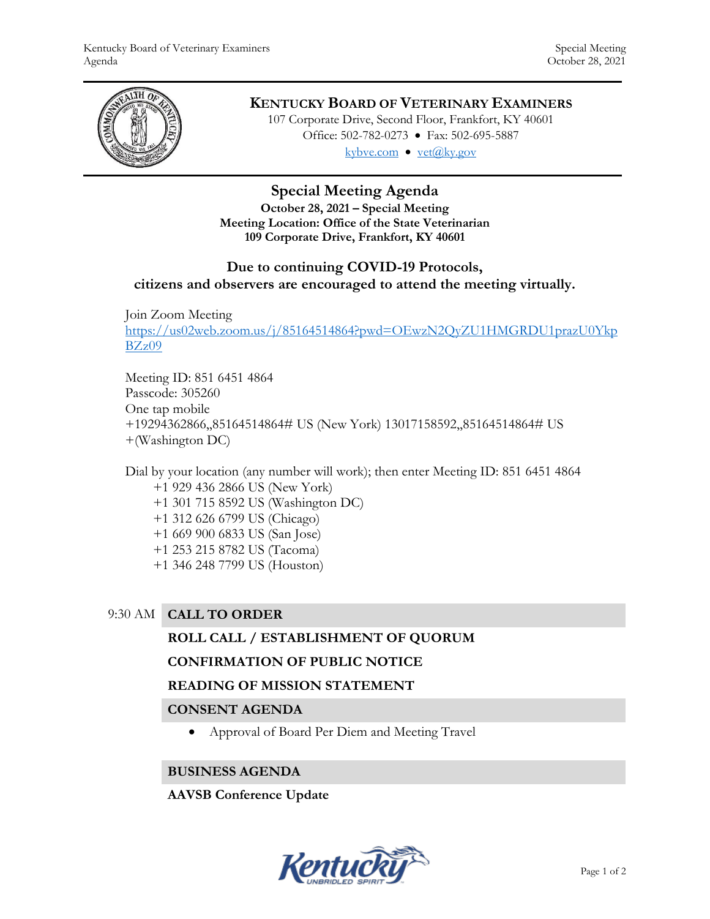# KENTUCKY BOARD OF VETERINARY EXAMINERS

107 Corporate Drive, Second Floor, Frankfort, KY 40601
Office: 502-782-0273 • Fax: 502-695-5887
kybve.com • vet@ky.gov

## Special Meeting Agenda

**October 28, 2021 – Special Meeting**
**Meeting Location: Office of the State Veterinarian**
**109 Corporate Drive, Frankfort, KY 40601**

### Due to continuing COVID-19 Protocols, citizens and observers are encouraged to attend the meeting virtually.

Join Zoom Meeting
https://us02web.zoom.us/j/85164514864?pwd=OEwzN2QyZU1HMGRDU1prazU0YkpBZz09

Meeting ID: 851 6451 4864
Passcode: 305260
One tap mobile
+19294362866,,85164514864# US (New York) 13017158592,,85164514864# US
+(Washington DC)

Dial by your location (any number will work); then enter Meeting ID: 851 6451 4864
- +1 929 436 2866 US (New York)
- +1 301 715 8592 US (Washington DC)
- +1 312 626 6799 US (Chicago)
- +1 669 900 6833 US (San Jose)
- +1 253 215 8782 US (Tacoma)
- +1 346 248 7799 US (Houston)

9:30 AM **CALL TO ORDER**

**ROLL CALL / ESTABLISHMENT OF QUORUM**

**CONFIRMATION OF PUBLIC NOTICE**

**READING OF MISSION STATEMENT**

**CONSENT AGENDA**

- Approval of Board Per Diem and Meeting Travel

**BUSINESS AGENDA**

**AAVSB Conference Update**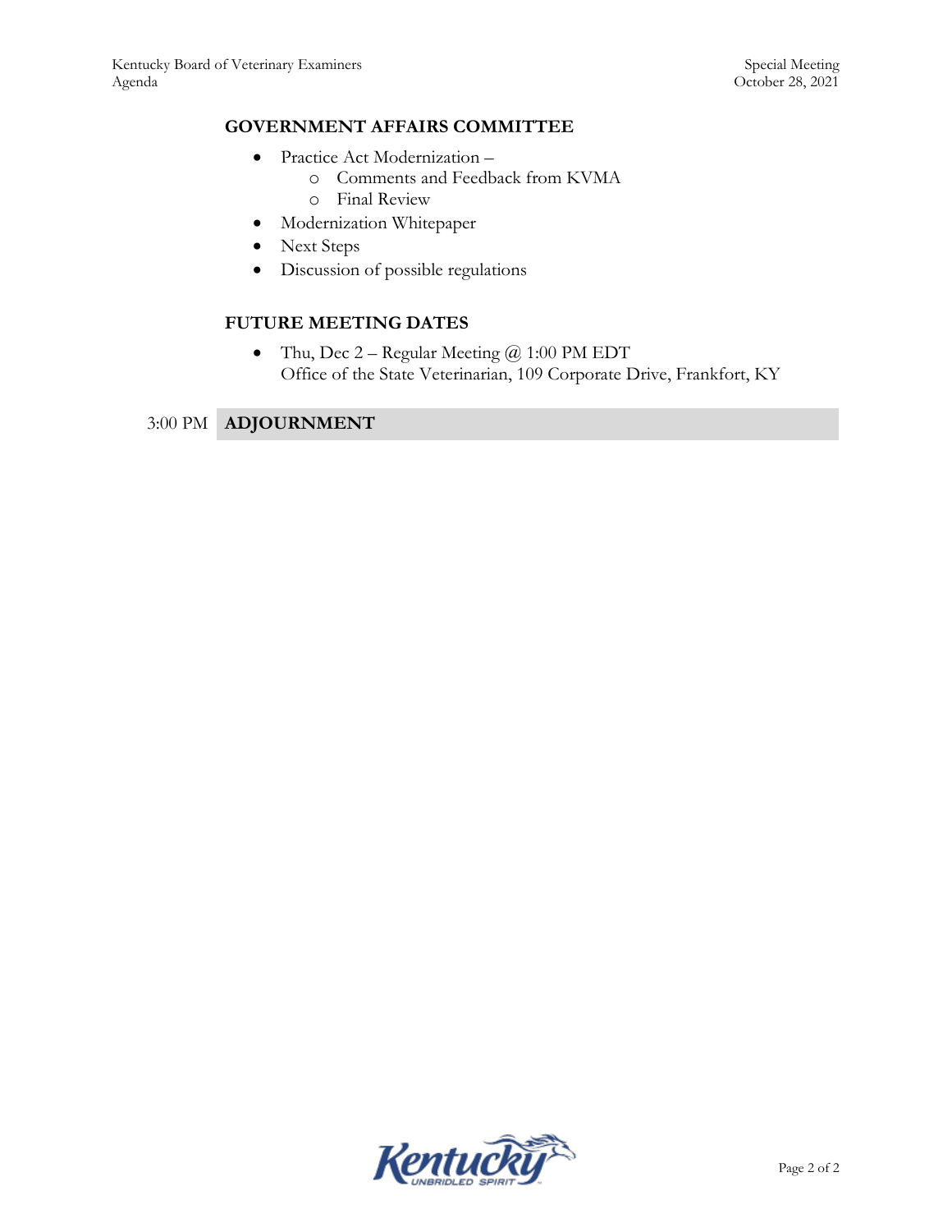## GOVERNMENT AFFAIRS COMMITTEE

- Practice Act Modernization –
  - Comments and Feedback from KVMA
  - Final Review
- Modernization Whitepaper
- Next Steps
- Discussion of possible regulations

## FUTURE MEETING DATES

- Thu, Dec 2 – Regular Meeting @ 1:00 PM EDT
  Office of the State Veterinarian, 109 Corporate Drive, Frankfort, KY

3:00 PM **ADJOURNMENT**